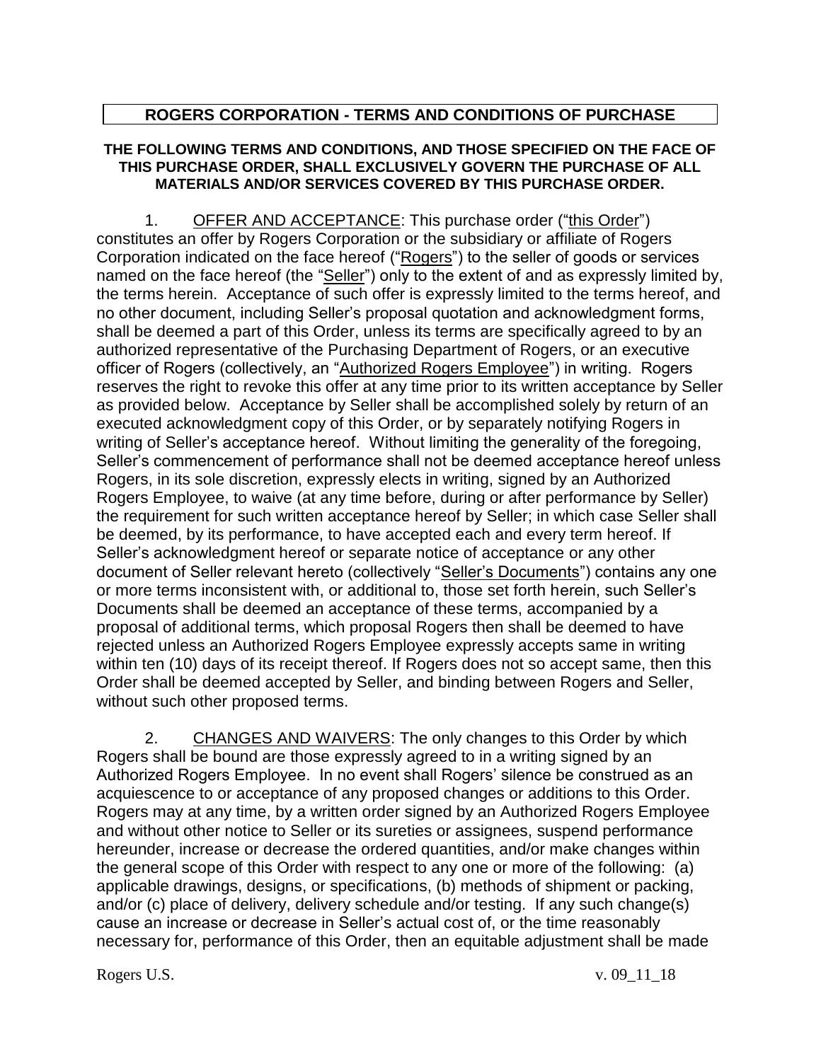# ROGERS CORPORATION - TERMS AND CONDITIONS OF PURCHASE

**THE FOLLOWING TERMS AND CONDITIONS, AND THOSE SPECIFIED ON THE FACE OF THIS PURCHASE ORDER, SHALL EXCLUSIVELY GOVERN THE PURCHASE OF ALL MATERIALS AND/OR SERVICES COVERED BY THIS PURCHASE ORDER.**

1. OFFER AND ACCEPTANCE: This purchase order ("this Order") constitutes an offer by Rogers Corporation or the subsidiary or affiliate of Rogers Corporation indicated on the face hereof ("Rogers") to the seller of goods or services named on the face hereof (the "Seller") only to the extent of and as expressly limited by, the terms herein. Acceptance of such offer is expressly limited to the terms hereof, and no other document, including Seller's proposal quotation and acknowledgment forms, shall be deemed a part of this Order, unless its terms are specifically agreed to by an authorized representative of the Purchasing Department of Rogers, or an executive officer of Rogers (collectively, an "Authorized Rogers Employee") in writing. Rogers reserves the right to revoke this offer at any time prior to its written acceptance by Seller as provided below. Acceptance by Seller shall be accomplished solely by return of an executed acknowledgment copy of this Order, or by separately notifying Rogers in writing of Seller's acceptance hereof. Without limiting the generality of the foregoing, Seller's commencement of performance shall not be deemed acceptance hereof unless Rogers, in its sole discretion, expressly elects in writing, signed by an Authorized Rogers Employee, to waive (at any time before, during or after performance by Seller) the requirement for such written acceptance hereof by Seller; in which case Seller shall be deemed, by its performance, to have accepted each and every term hereof. If Seller's acknowledgment hereof or separate notice of acceptance or any other document of Seller relevant hereto (collectively "Seller's Documents") contains any one or more terms inconsistent with, or additional to, those set forth herein, such Seller's Documents shall be deemed an acceptance of these terms, accompanied by a proposal of additional terms, which proposal Rogers then shall be deemed to have rejected unless an Authorized Rogers Employee expressly accepts same in writing within ten (10) days of its receipt thereof. If Rogers does not so accept same, then this Order shall be deemed accepted by Seller, and binding between Rogers and Seller, without such other proposed terms.

2. CHANGES AND WAIVERS: The only changes to this Order by which Rogers shall be bound are those expressly agreed to in a writing signed by an Authorized Rogers Employee. In no event shall Rogers' silence be construed as an acquiescence to or acceptance of any proposed changes or additions to this Order. Rogers may at any time, by a written order signed by an Authorized Rogers Employee and without other notice to Seller or its sureties or assignees, suspend performance hereunder, increase or decrease the ordered quantities, and/or make changes within the general scope of this Order with respect to any one or more of the following: (a) applicable drawings, designs, or specifications, (b) methods of shipment or packing, and/or (c) place of delivery, delivery schedule and/or testing. If any such change(s) cause an increase or decrease in Seller's actual cost of, or the time reasonably necessary for, performance of this Order, then an equitable adjustment shall be made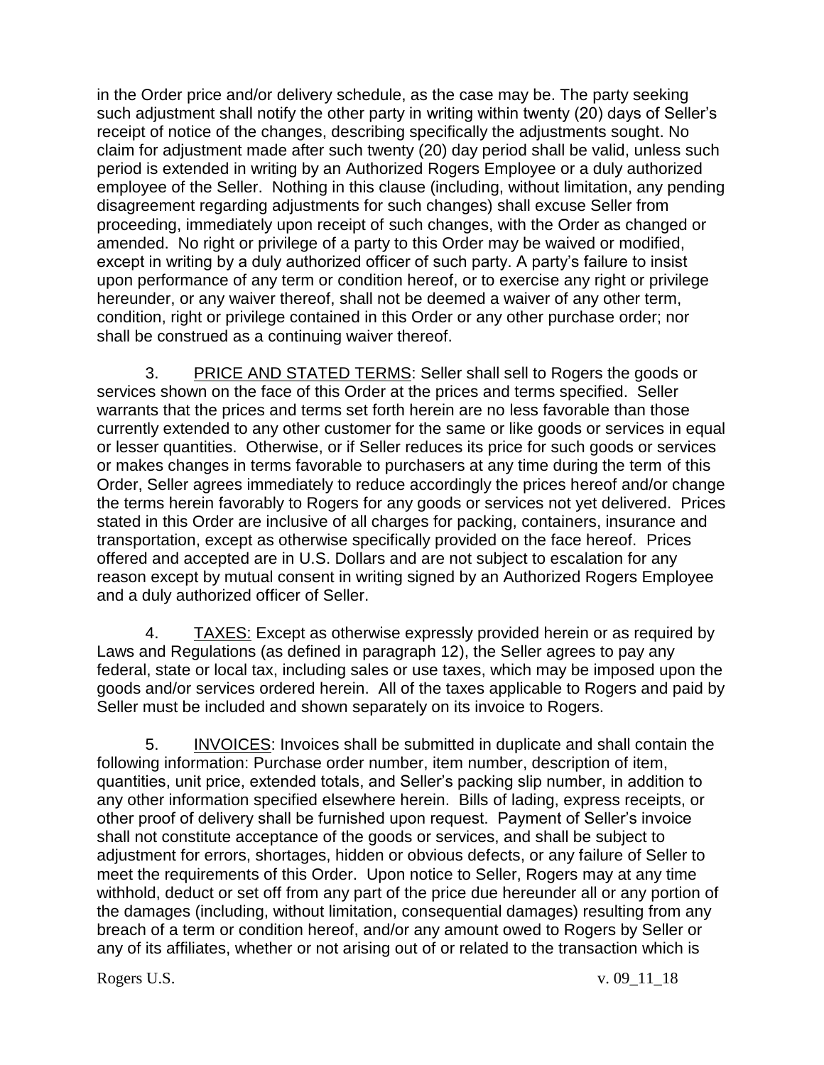in the Order price and/or delivery schedule, as the case may be. The party seeking such adjustment shall notify the other party in writing within twenty (20) days of Seller's receipt of notice of the changes, describing specifically the adjustments sought. No claim for adjustment made after such twenty (20) day period shall be valid, unless such period is extended in writing by an Authorized Rogers Employee or a duly authorized employee of the Seller. Nothing in this clause (including, without limitation, any pending disagreement regarding adjustments for such changes) shall excuse Seller from proceeding, immediately upon receipt of such changes, with the Order as changed or amended. No right or privilege of a party to this Order may be waived or modified, except in writing by a duly authorized officer of such party. A party's failure to insist upon performance of any term or condition hereof, or to exercise any right or privilege hereunder, or any waiver thereof, shall not be deemed a waiver of any other term, condition, right or privilege contained in this Order or any other purchase order; nor shall be construed as a continuing waiver thereof.

3. PRICE AND STATED TERMS: Seller shall sell to Rogers the goods or services shown on the face of this Order at the prices and terms specified. Seller warrants that the prices and terms set forth herein are no less favorable than those currently extended to any other customer for the same or like goods or services in equal or lesser quantities. Otherwise, or if Seller reduces its price for such goods or services or makes changes in terms favorable to purchasers at any time during the term of this Order, Seller agrees immediately to reduce accordingly the prices hereof and/or change the terms herein favorably to Rogers for any goods or services not yet delivered. Prices stated in this Order are inclusive of all charges for packing, containers, insurance and transportation, except as otherwise specifically provided on the face hereof. Prices offered and accepted are in U.S. Dollars and are not subject to escalation for any reason except by mutual consent in writing signed by an Authorized Rogers Employee and a duly authorized officer of Seller.

4. TAXES: Except as otherwise expressly provided herein or as required by Laws and Regulations (as defined in paragraph 12), the Seller agrees to pay any federal, state or local tax, including sales or use taxes, which may be imposed upon the goods and/or services ordered herein. All of the taxes applicable to Rogers and paid by Seller must be included and shown separately on its invoice to Rogers.

5. INVOICES: Invoices shall be submitted in duplicate and shall contain the following information: Purchase order number, item number, description of item, quantities, unit price, extended totals, and Seller's packing slip number, in addition to any other information specified elsewhere herein. Bills of lading, express receipts, or other proof of delivery shall be furnished upon request. Payment of Seller's invoice shall not constitute acceptance of the goods or services, and shall be subject to adjustment for errors, shortages, hidden or obvious defects, or any failure of Seller to meet the requirements of this Order. Upon notice to Seller, Rogers may at any time withhold, deduct or set off from any part of the price due hereunder all or any portion of the damages (including, without limitation, consequential damages) resulting from any breach of a term or condition hereof, and/or any amount owed to Rogers by Seller or any of its affiliates, whether or not arising out of or related to the transaction which is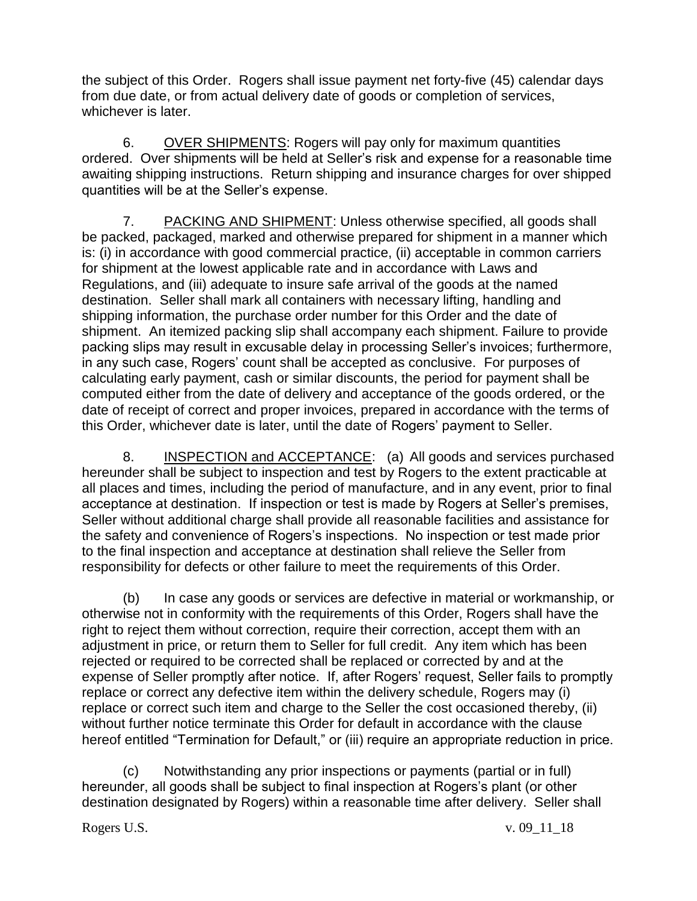the subject of this Order. Rogers shall issue payment net forty-five (45) calendar days from due date, or from actual delivery date of goods or completion of services, whichever is later.

6. <u>OVER SHIPMENTS</u>: Rogers will pay only for maximum quantities ordered. Over shipments will be held at Seller's risk and expense for a reasonable time awaiting shipping instructions. Return shipping and insurance charges for over shipped quantities will be at the Seller's expense.

7. <u>PACKING AND SHIPMENT</u>: Unless otherwise specified, all goods shall be packed, packaged, marked and otherwise prepared for shipment in a manner which is: (i) in accordance with good commercial practice, (ii) acceptable in common carriers for shipment at the lowest applicable rate and in accordance with Laws and Regulations, and (iii) adequate to insure safe arrival of the goods at the named destination. Seller shall mark all containers with necessary lifting, handling and shipping information, the purchase order number for this Order and the date of shipment. An itemized packing slip shall accompany each shipment. Failure to provide packing slips may result in excusable delay in processing Seller's invoices; furthermore, in any such case, Rogers' count shall be accepted as conclusive. For purposes of calculating early payment, cash or similar discounts, the period for payment shall be computed either from the date of delivery and acceptance of the goods ordered, or the date of receipt of correct and proper invoices, prepared in accordance with the terms of this Order, whichever date is later, until the date of Rogers' payment to Seller.

8. <u>INSPECTION and ACCEPTANCE</u>: (a) All goods and services purchased hereunder shall be subject to inspection and test by Rogers to the extent practicable at all places and times, including the period of manufacture, and in any event, prior to final acceptance at destination. If inspection or test is made by Rogers at Seller's premises, Seller without additional charge shall provide all reasonable facilities and assistance for the safety and convenience of Rogers's inspections. No inspection or test made prior to the final inspection and acceptance at destination shall relieve the Seller from responsibility for defects or other failure to meet the requirements of this Order.

(b) In case any goods or services are defective in material or workmanship, or otherwise not in conformity with the requirements of this Order, Rogers shall have the right to reject them without correction, require their correction, accept them with an adjustment in price, or return them to Seller for full credit. Any item which has been rejected or required to be corrected shall be replaced or corrected by and at the expense of Seller promptly after notice. If, after Rogers' request, Seller fails to promptly replace or correct any defective item within the delivery schedule, Rogers may (i) replace or correct such item and charge to the Seller the cost occasioned thereby, (ii) without further notice terminate this Order for default in accordance with the clause hereof entitled "Termination for Default," or (iii) require an appropriate reduction in price.

(c) Notwithstanding any prior inspections or payments (partial or in full) hereunder, all goods shall be subject to final inspection at Rogers's plant (or other destination designated by Rogers) within a reasonable time after delivery. Seller shall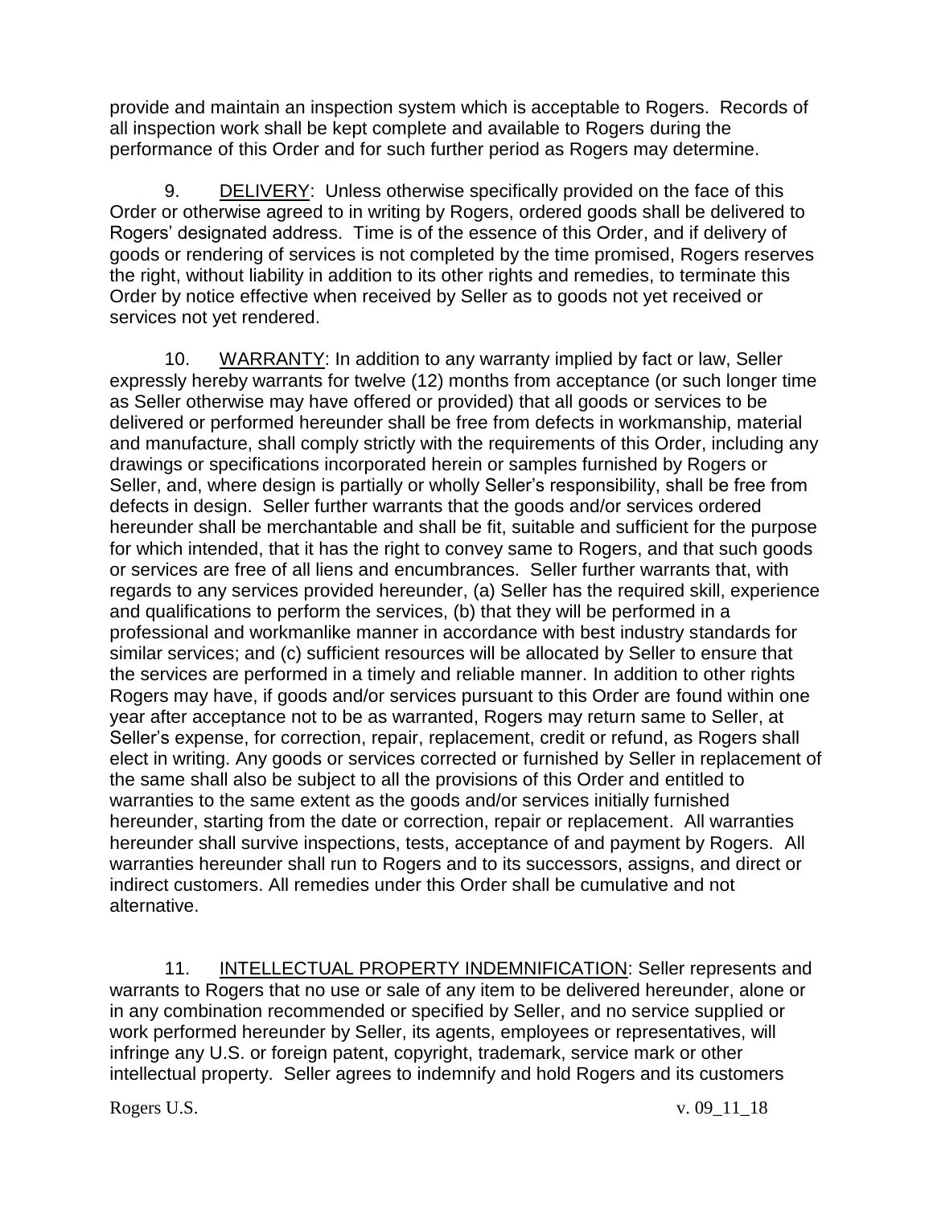provide and maintain an inspection system which is acceptable to Rogers. Records of all inspection work shall be kept complete and available to Rogers during the performance of this Order and for such further period as Rogers may determine.

9. <u>DELIVERY</u>: Unless otherwise specifically provided on the face of this Order or otherwise agreed to in writing by Rogers, ordered goods shall be delivered to Rogers' designated address. Time is of the essence of this Order, and if delivery of goods or rendering of services is not completed by the time promised, Rogers reserves the right, without liability in addition to its other rights and remedies, to terminate this Order by notice effective when received by Seller as to goods not yet received or services not yet rendered.

10. <u>WARRANTY</u>: In addition to any warranty implied by fact or law, Seller expressly hereby warrants for twelve (12) months from acceptance (or such longer time as Seller otherwise may have offered or provided) that all goods or services to be delivered or performed hereunder shall be free from defects in workmanship, material and manufacture, shall comply strictly with the requirements of this Order, including any drawings or specifications incorporated herein or samples furnished by Rogers or Seller, and, where design is partially or wholly Seller's responsibility, shall be free from defects in design. Seller further warrants that the goods and/or services ordered hereunder shall be merchantable and shall be fit, suitable and sufficient for the purpose for which intended, that it has the right to convey same to Rogers, and that such goods or services are free of all liens and encumbrances. Seller further warrants that, with regards to any services provided hereunder, (a) Seller has the required skill, experience and qualifications to perform the services, (b) that they will be performed in a professional and workmanlike manner in accordance with best industry standards for similar services; and (c) sufficient resources will be allocated by Seller to ensure that the services are performed in a timely and reliable manner. In addition to other rights Rogers may have, if goods and/or services pursuant to this Order are found within one year after acceptance not to be as warranted, Rogers may return same to Seller, at Seller's expense, for correction, repair, replacement, credit or refund, as Rogers shall elect in writing. Any goods or services corrected or furnished by Seller in replacement of the same shall also be subject to all the provisions of this Order and entitled to warranties to the same extent as the goods and/or services initially furnished hereunder, starting from the date or correction, repair or replacement. All warranties hereunder shall survive inspections, tests, acceptance of and payment by Rogers. All warranties hereunder shall run to Rogers and to its successors, assigns, and direct or indirect customers. All remedies under this Order shall be cumulative and not alternative.

11. <u>INTELLECTUAL PROPERTY INDEMNIFICATION</u>: Seller represents and warrants to Rogers that no use or sale of any item to be delivered hereunder, alone or in any combination recommended or specified by Seller, and no service supplied or work performed hereunder by Seller, its agents, employees or representatives, will infringe any U.S. or foreign patent, copyright, trademark, service mark or other intellectual property. Seller agrees to indemnify and hold Rogers and its customers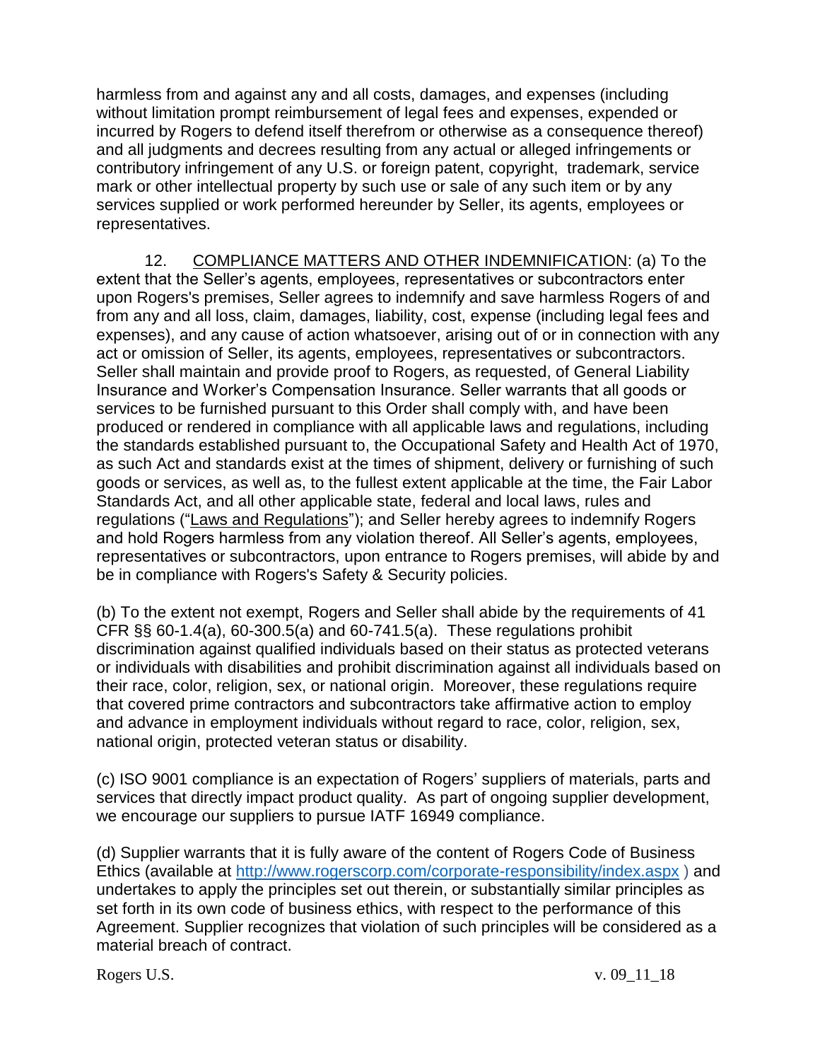harmless from and against any and all costs, damages, and expenses (including without limitation prompt reimbursement of legal fees and expenses, expended or incurred by Rogers to defend itself therefrom or otherwise as a consequence thereof) and all judgments and decrees resulting from any actual or alleged infringements or contributory infringement of any U.S. or foreign patent, copyright, trademark, service mark or other intellectual property by such use or sale of any such item or by any services supplied or work performed hereunder by Seller, its agents, employees or representatives.

12. COMPLIANCE MATTERS AND OTHER INDEMNIFICATION: (a) To the extent that the Seller's agents, employees, representatives or subcontractors enter upon Rogers's premises, Seller agrees to indemnify and save harmless Rogers of and from any and all loss, claim, damages, liability, cost, expense (including legal fees and expenses), and any cause of action whatsoever, arising out of or in connection with any act or omission of Seller, its agents, employees, representatives or subcontractors. Seller shall maintain and provide proof to Rogers, as requested, of General Liability Insurance and Worker's Compensation Insurance. Seller warrants that all goods or services to be furnished pursuant to this Order shall comply with, and have been produced or rendered in compliance with all applicable laws and regulations, including the standards established pursuant to, the Occupational Safety and Health Act of 1970, as such Act and standards exist at the times of shipment, delivery or furnishing of such goods or services, as well as, to the fullest extent applicable at the time, the Fair Labor Standards Act, and all other applicable state, federal and local laws, rules and regulations ("Laws and Regulations"); and Seller hereby agrees to indemnify Rogers and hold Rogers harmless from any violation thereof. All Seller's agents, employees, representatives or subcontractors, upon entrance to Rogers premises, will abide by and be in compliance with Rogers's Safety & Security policies.

(b) To the extent not exempt, Rogers and Seller shall abide by the requirements of 41 CFR §§ 60-1.4(a), 60-300.5(a) and 60-741.5(a). These regulations prohibit discrimination against qualified individuals based on their status as protected veterans or individuals with disabilities and prohibit discrimination against all individuals based on their race, color, religion, sex, or national origin. Moreover, these regulations require that covered prime contractors and subcontractors take affirmative action to employ and advance in employment individuals without regard to race, color, religion, sex, national origin, protected veteran status or disability.

(c) ISO 9001 compliance is an expectation of Rogers' suppliers of materials, parts and services that directly impact product quality. As part of ongoing supplier development, we encourage our suppliers to pursue IATF 16949 compliance.

(d) Supplier warrants that it is fully aware of the content of Rogers Code of Business Ethics (available at http://www.rogerscorp.com/corporate-responsibility/index.aspx ) and undertakes to apply the principles set out therein, or substantially similar principles as set forth in its own code of business ethics, with respect to the performance of this Agreement. Supplier recognizes that violation of such principles will be considered as a material breach of contract.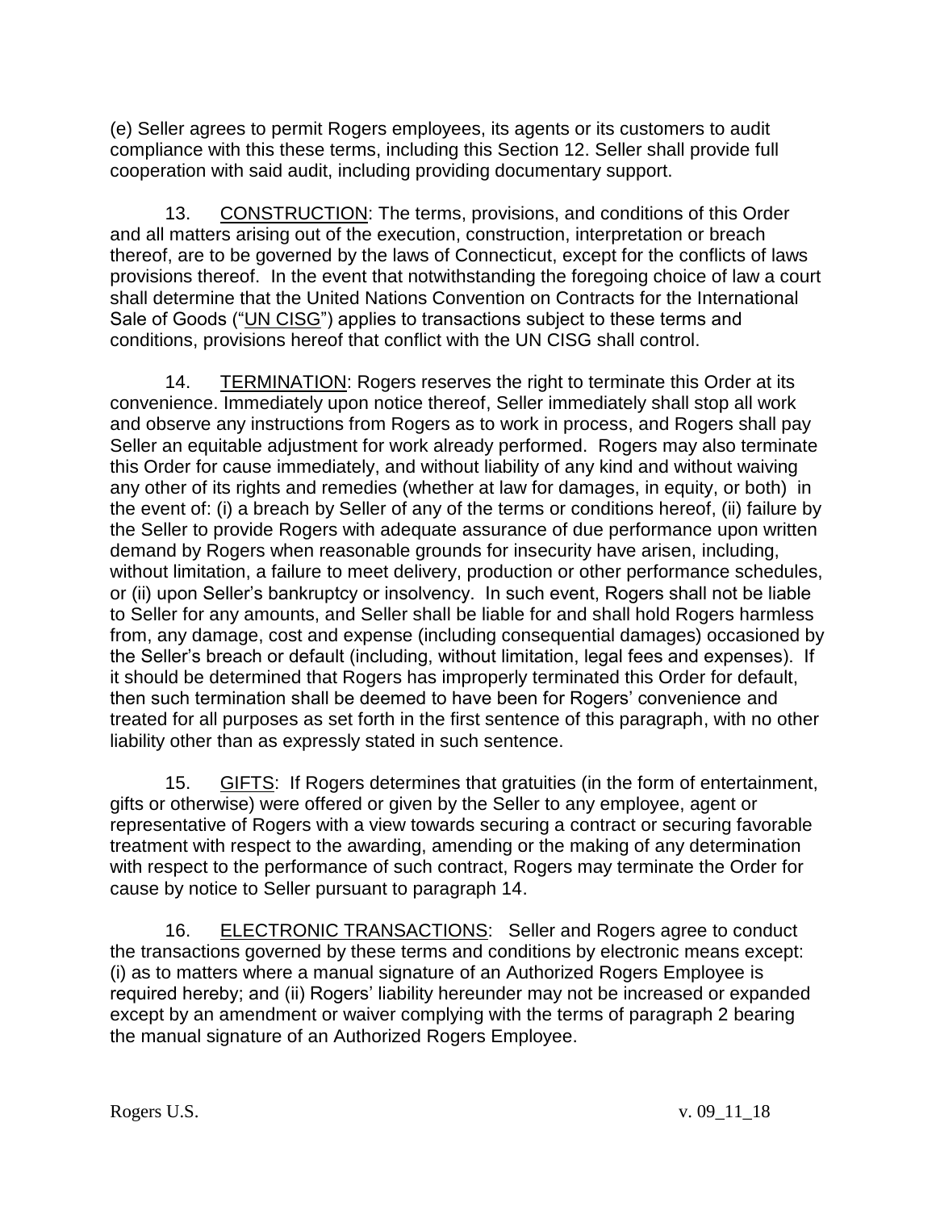(e) Seller agrees to permit Rogers employees, its agents or its customers to audit compliance with this these terms, including this Section 12. Seller shall provide full cooperation with said audit, including providing documentary support.

13. <u>CONSTRUCTION</u>: The terms, provisions, and conditions of this Order and all matters arising out of the execution, construction, interpretation or breach thereof, are to be governed by the laws of Connecticut, except for the conflicts of laws provisions thereof. In the event that notwithstanding the foregoing choice of law a court shall determine that the United Nations Convention on Contracts for the International Sale of Goods ("<u>UN CISG</u>") applies to transactions subject to these terms and conditions, provisions hereof that conflict with the UN CISG shall control.

14. <u>TERMINATION</u>: Rogers reserves the right to terminate this Order at its convenience. Immediately upon notice thereof, Seller immediately shall stop all work and observe any instructions from Rogers as to work in process, and Rogers shall pay Seller an equitable adjustment for work already performed. Rogers may also terminate this Order for cause immediately, and without liability of any kind and without waiving any other of its rights and remedies (whether at law for damages, in equity, or both) in the event of: (i) a breach by Seller of any of the terms or conditions hereof, (ii) failure by the Seller to provide Rogers with adequate assurance of due performance upon written demand by Rogers when reasonable grounds for insecurity have arisen, including, without limitation, a failure to meet delivery, production or other performance schedules, or (ii) upon Seller's bankruptcy or insolvency. In such event, Rogers shall not be liable to Seller for any amounts, and Seller shall be liable for and shall hold Rogers harmless from, any damage, cost and expense (including consequential damages) occasioned by the Seller's breach or default (including, without limitation, legal fees and expenses). If it should be determined that Rogers has improperly terminated this Order for default, then such termination shall be deemed to have been for Rogers' convenience and treated for all purposes as set forth in the first sentence of this paragraph, with no other liability other than as expressly stated in such sentence.

15. <u>GIFTS</u>: If Rogers determines that gratuities (in the form of entertainment, gifts or otherwise) were offered or given by the Seller to any employee, agent or representative of Rogers with a view towards securing a contract or securing favorable treatment with respect to the awarding, amending or the making of any determination with respect to the performance of such contract, Rogers may terminate the Order for cause by notice to Seller pursuant to paragraph 14.

16. <u>ELECTRONIC TRANSACTIONS</u>: Seller and Rogers agree to conduct the transactions governed by these terms and conditions by electronic means except: (i) as to matters where a manual signature of an Authorized Rogers Employee is required hereby; and (ii) Rogers' liability hereunder may not be increased or expanded except by an amendment or waiver complying with the terms of paragraph 2 bearing the manual signature of an Authorized Rogers Employee.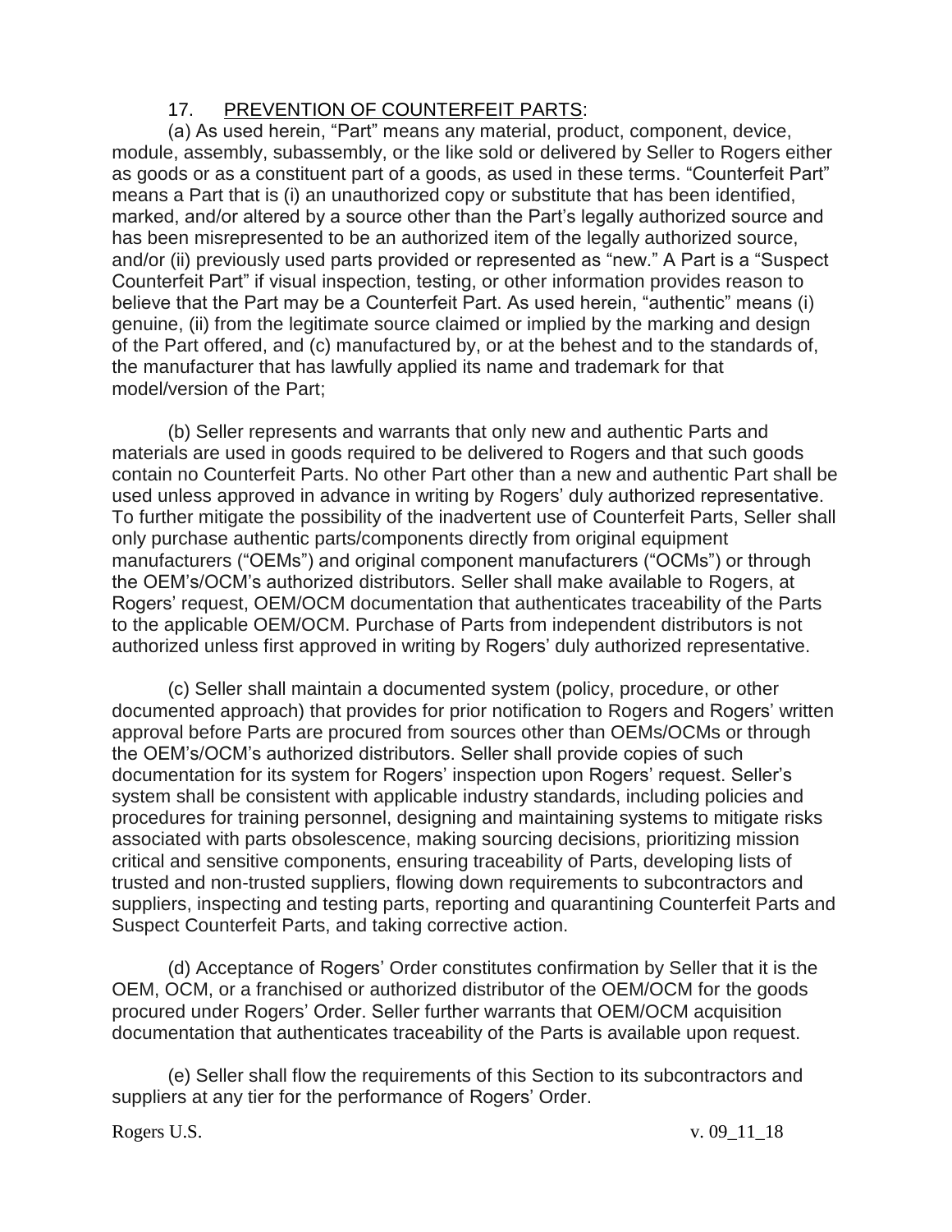## 17. PREVENTION OF COUNTERFEIT PARTS:

(a) As used herein, "Part" means any material, product, component, device, module, assembly, subassembly, or the like sold or delivered by Seller to Rogers either as goods or as a constituent part of a goods, as used in these terms. "Counterfeit Part" means a Part that is (i) an unauthorized copy or substitute that has been identified, marked, and/or altered by a source other than the Part's legally authorized source and has been misrepresented to be an authorized item of the legally authorized source, and/or (ii) previously used parts provided or represented as "new." A Part is a "Suspect Counterfeit Part" if visual inspection, testing, or other information provides reason to believe that the Part may be a Counterfeit Part. As used herein, "authentic" means (i) genuine, (ii) from the legitimate source claimed or implied by the marking and design of the Part offered, and (c) manufactured by, or at the behest and to the standards of, the manufacturer that has lawfully applied its name and trademark for that model/version of the Part;

(b) Seller represents and warrants that only new and authentic Parts and materials are used in goods required to be delivered to Rogers and that such goods contain no Counterfeit Parts. No other Part other than a new and authentic Part shall be used unless approved in advance in writing by Rogers' duly authorized representative. To further mitigate the possibility of the inadvertent use of Counterfeit Parts, Seller shall only purchase authentic parts/components directly from original equipment manufacturers ("OEMs") and original component manufacturers ("OCMs") or through the OEM's/OCM's authorized distributors. Seller shall make available to Rogers, at Rogers' request, OEM/OCM documentation that authenticates traceability of the Parts to the applicable OEM/OCM. Purchase of Parts from independent distributors is not authorized unless first approved in writing by Rogers' duly authorized representative.

(c) Seller shall maintain a documented system (policy, procedure, or other documented approach) that provides for prior notification to Rogers and Rogers' written approval before Parts are procured from sources other than OEMs/OCMs or through the OEM's/OCM's authorized distributors. Seller shall provide copies of such documentation for its system for Rogers' inspection upon Rogers' request. Seller's system shall be consistent with applicable industry standards, including policies and procedures for training personnel, designing and maintaining systems to mitigate risks associated with parts obsolescence, making sourcing decisions, prioritizing mission critical and sensitive components, ensuring traceability of Parts, developing lists of trusted and non-trusted suppliers, flowing down requirements to subcontractors and suppliers, inspecting and testing parts, reporting and quarantining Counterfeit Parts and Suspect Counterfeit Parts, and taking corrective action.

(d) Acceptance of Rogers' Order constitutes confirmation by Seller that it is the OEM, OCM, or a franchised or authorized distributor of the OEM/OCM for the goods procured under Rogers' Order. Seller further warrants that OEM/OCM acquisition documentation that authenticates traceability of the Parts is available upon request.

(e) Seller shall flow the requirements of this Section to its subcontractors and suppliers at any tier for the performance of Rogers' Order.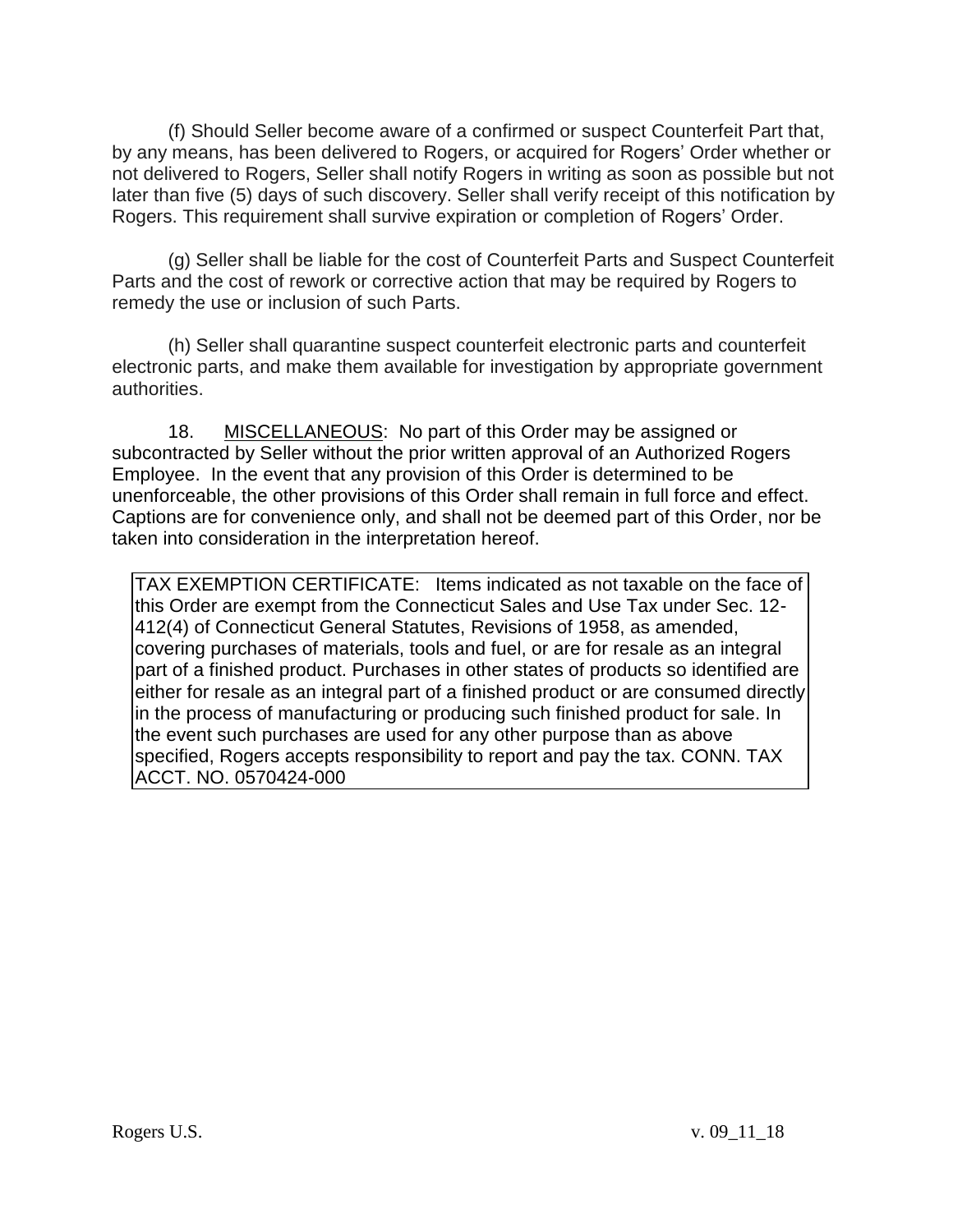(f) Should Seller become aware of a confirmed or suspect Counterfeit Part that, by any means, has been delivered to Rogers, or acquired for Rogers' Order whether or not delivered to Rogers, Seller shall notify Rogers in writing as soon as possible but not later than five (5) days of such discovery. Seller shall verify receipt of this notification by Rogers. This requirement shall survive expiration or completion of Rogers' Order.

(g) Seller shall be liable for the cost of Counterfeit Parts and Suspect Counterfeit Parts and the cost of rework or corrective action that may be required by Rogers to remedy the use or inclusion of such Parts.

(h) Seller shall quarantine suspect counterfeit electronic parts and counterfeit electronic parts, and make them available for investigation by appropriate government authorities.

18. MISCELLANEOUS: No part of this Order may be assigned or subcontracted by Seller without the prior written approval of an Authorized Rogers Employee. In the event that any provision of this Order is determined to be unenforceable, the other provisions of this Order shall remain in full force and effect. Captions are for convenience only, and shall not be deemed part of this Order, nor be taken into consideration in the interpretation hereof.

TAX EXEMPTION CERTIFICATE: Items indicated as not taxable on the face of this Order are exempt from the Connecticut Sales and Use Tax under Sec. 12-412(4) of Connecticut General Statutes, Revisions of 1958, as amended, covering purchases of materials, tools and fuel, or are for resale as an integral part of a finished product. Purchases in other states of products so identified are either for resale as an integral part of a finished product or are consumed directly in the process of manufacturing or producing such finished product for sale. In the event such purchases are used for any other purpose than as above specified, Rogers accepts responsibility to report and pay the tax. CONN. TAX ACCT. NO. 0570424-000